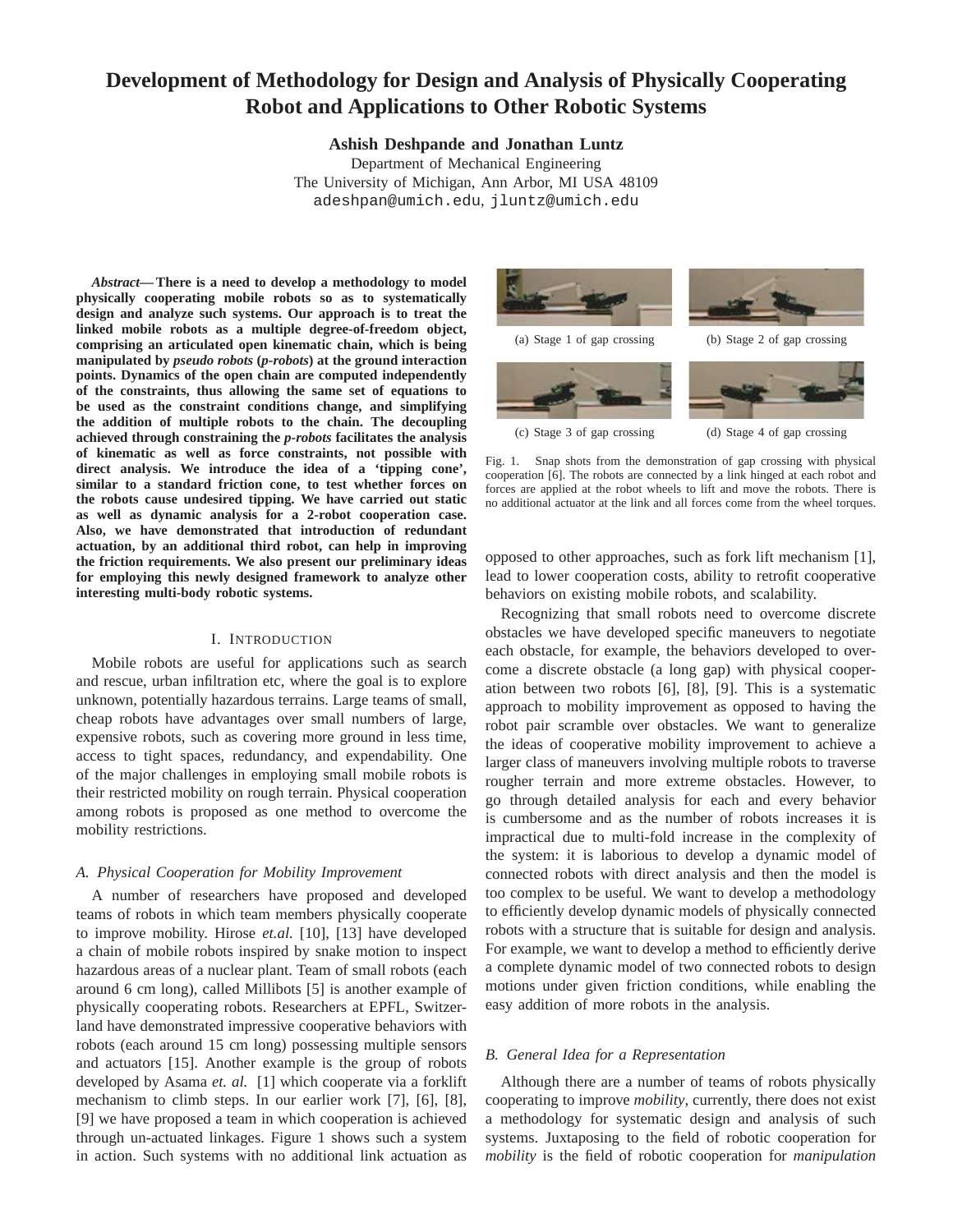# Development of Methodology for Design and Analysis of Physically Cooperating Robot and Applications to Other Robotic Systems

**Ashish Deshpande and Jonathan Luntz**

Department of Mechanical Engineering
The University of Michigan, Ann Arbor, MI USA 48109
adeshpan@umich.edu, jluntz@umich.edu

***Abstract*— There is a need to develop a methodology to model physically cooperating mobile robots so as to systematically design and analyze such systems. Our approach is to treat the linked mobile robots as a multiple degree-of-freedom object, comprising an articulated open kinematic chain, which is being manipulated by *pseudo robots* (*p-robots*) at the ground interaction points. Dynamics of the open chain are computed independently of the constraints, thus allowing the same set of equations to be used as the constraint conditions change, and simplifying the addition of multiple robots to the chain. The decoupling achieved through constraining the *p-robots* facilitates the analysis of kinematic as well as force constraints, not possible with direct analysis. We introduce the idea of a 'tipping cone', similar to a standard friction cone, to test whether forces on the robots cause undesired tipping. We have carried out static as well as dynamic analysis for a 2-robot cooperation case. Also, we have demonstrated that introduction of redundant actuation, by an additional third robot, can help in improving the friction requirements. We also present our preliminary ideas for employing this newly designed framework to analyze other interesting multi-body robotic systems.**

## I. Introduction

Mobile robots are useful for applications such as search and rescue, urban infiltration etc, where the goal is to explore unknown, potentially hazardous terrains. Large teams of small, cheap robots have advantages over small numbers of large, expensive robots, such as covering more ground in less time, access to tight spaces, redundancy, and expendability. One of the major challenges in employing small mobile robots is their restricted mobility on rough terrain. Physical cooperation among robots is proposed as one method to overcome the mobility restrictions.

### A. Physical Cooperation for Mobility Improvement

A number of researchers have proposed and developed teams of robots in which team members physically cooperate to improve mobility. Hirose *et.al.* [10], [13] have developed a chain of mobile robots inspired by snake motion to inspect hazardous areas of a nuclear plant. Team of small robots (each around 6 cm long), called Millibots [5] is another example of physically cooperating robots. Researchers at EPFL, Switzerland have demonstrated impressive cooperative behaviors with robots (each around 15 cm long) possessing multiple sensors and actuators [15]. Another example is the group of robots developed by Asama *et. al.* [1] which cooperate via a forklift mechanism to climb steps. In our earlier work [7], [6], [8], [9] we have proposed a team in which cooperation is achieved through un-actuated linkages. Figure 1 shows such a system in action. Such systems with no additional link actuation as opposed to other approaches, such as fork lift mechanism [1], lead to lower cooperation costs, ability to retrofit cooperative behaviors on existing mobile robots, and scalability.

(a) Stage 1 of gap crossing

(b) Stage 2 of gap crossing

(c) Stage 3 of gap crossing

(d) Stage 4 of gap crossing

Fig. 1. Snap shots from the demonstration of gap crossing with physical cooperation [6]. The robots are connected by a link hinged at each robot and forces are applied at the robot wheels to lift and move the robots. There is no additional actuator at the link and all forces come from the wheel torques.

Recognizing that small robots need to overcome discrete obstacles we have developed specific maneuvers to negotiate each obstacle, for example, the behaviors developed to overcome a discrete obstacle (a long gap) with physical cooperation between two robots [6], [8], [9]. This is a systematic approach to mobility improvement as opposed to having the robot pair scramble over obstacles. We want to generalize the ideas of cooperative mobility improvement to achieve a larger class of maneuvers involving multiple robots to traverse rougher terrain and more extreme obstacles. However, to go through detailed analysis for each and every behavior is cumbersome and as the number of robots increases it is impractical due to multi-fold increase in the complexity of the system: it is laborious to develop a dynamic model of connected robots with direct analysis and then the model is too complex to be useful. We want to develop a methodology to efficiently develop dynamic models of physically connected robots with a structure that is suitable for design and analysis. For example, we want to develop a method to efficiently derive a complete dynamic model of two connected robots to design motions under given friction conditions, while enabling the easy addition of more robots in the analysis.

### B. General Idea for a Representation

Although there are a number of teams of robots physically cooperating to improve *mobility*, currently, there does not exist a methodology for systematic design and analysis of such systems. Juxtaposing to the field of robotic cooperation for *mobility* is the field of robotic cooperation for *manipulation*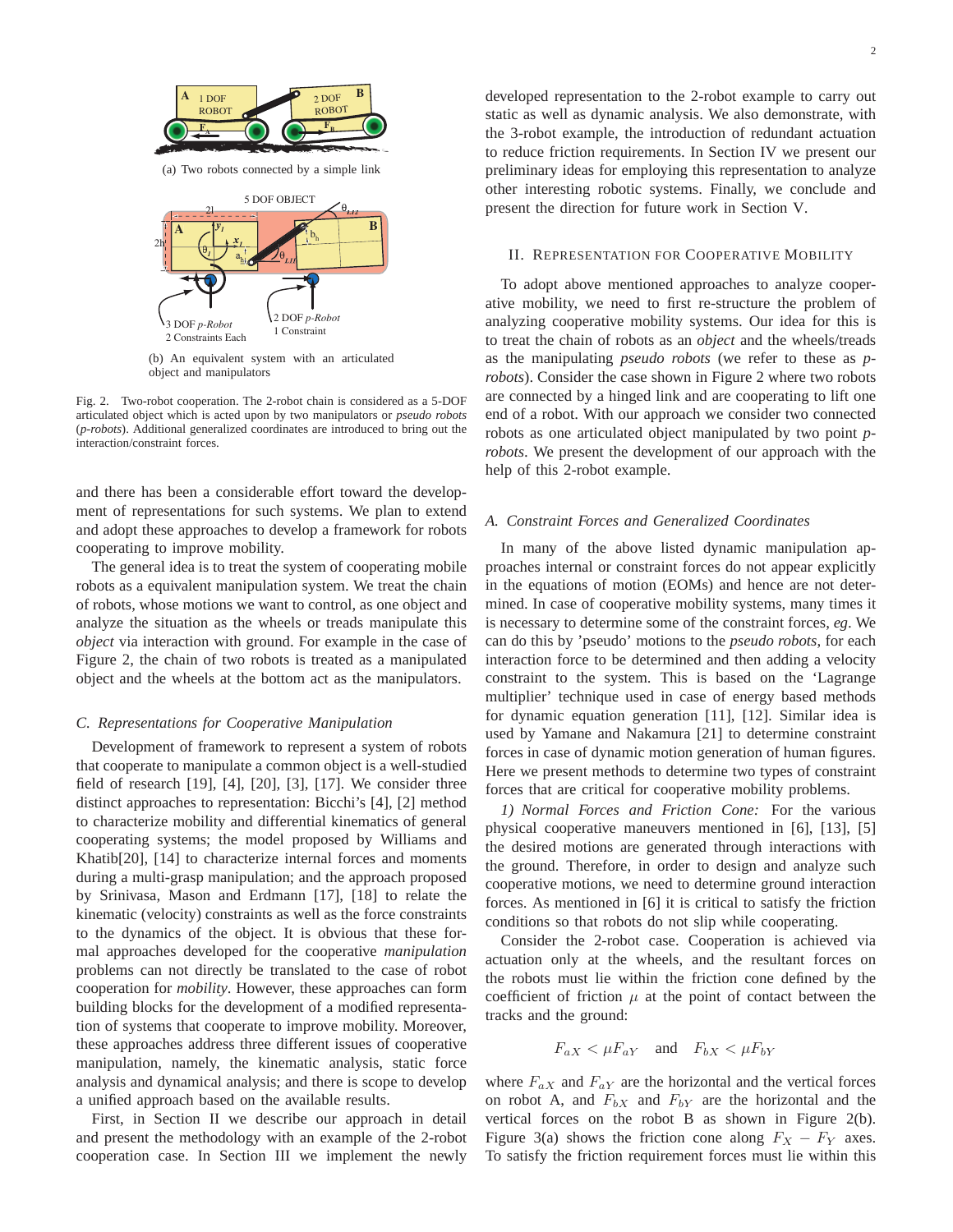(a) Two robots connected by a simple link

(b) An equivalent system with an articulated object and manipulators

Fig. 2. Two-robot cooperation. The 2-robot chain is considered as a 5-DOF articulated object which is acted upon by two manipulators or *pseudo robots* (*p-robots*). Additional generalized coordinates are introduced to bring out the interaction/constraint forces.

and there has been a considerable effort toward the development of representations for such systems. We plan to extend and adopt these approaches to develop a framework for robots cooperating to improve mobility.

The general idea is to treat the system of cooperating mobile robots as a equivalent manipulation system. We treat the chain of robots, whose motions we want to control, as one object and analyze the situation as the wheels or treads manipulate this *object* via interaction with ground. For example in the case of Figure 2, the chain of two robots is treated as a manipulated object and the wheels at the bottom act as the manipulators.

### C. Representations for Cooperative Manipulation

Development of framework to represent a system of robots that cooperate to manipulate a common object is a well-studied field of research [19], [4], [20], [3], [17]. We consider three distinct approaches to representation: Bicchi's [4], [2] method to characterize mobility and differential kinematics of general cooperating systems; the model proposed by Williams and Khatib[20], [14] to characterize internal forces and moments during a multi-grasp manipulation; and the approach proposed by Srinivasa, Mason and Erdmann [17], [18] to relate the kinematic (velocity) constraints as well as the force constraints to the dynamics of the object. It is obvious that these formal approaches developed for the cooperative *manipulation* problems can not directly be translated to the case of robot cooperation for *mobility*. However, these approaches can form building blocks for the development of a modified representation of systems that cooperate to improve mobility. Moreover, these approaches address three different issues of cooperative manipulation, namely, the kinematic analysis, static force analysis and dynamical analysis; and there is scope to develop a unified approach based on the available results.

First, in Section II we describe our approach in detail and present the methodology with an example of the 2-robot cooperation case. In Section III we implement the newly developed representation to the 2-robot example to carry out static as well as dynamic analysis. We also demonstrate, with the 3-robot example, the introduction of redundant actuation to reduce friction requirements. In Section IV we present our preliminary ideas for employing this representation to analyze other interesting robotic systems. Finally, we conclude and present the direction for future work in Section V.

## II. Representation for Cooperative Mobility

To adopt above mentioned approaches to analyze cooperative mobility, we need to first re-structure the problem of analyzing cooperative mobility systems. Our idea for this is to treat the chain of robots as an *object* and the wheels/treads as the manipulating *pseudo robots* (we refer to these as *p-robots*). Consider the case shown in Figure 2 where two robots are connected by a hinged link and are cooperating to lift one end of a robot. With our approach we consider two connected robots as one articulated object manipulated by two point *p-robots*. We present the development of our approach with the help of this 2-robot example.

### A. Constraint Forces and Generalized Coordinates

In many of the above listed dynamic manipulation approaches internal or constraint forces do not appear explicitly in the equations of motion (EOMs) and hence are not determined. In case of cooperative mobility systems, many times it is necessary to determine some of the constraint forces, *eg*. We can do this by 'pseudo' motions to the *pseudo robots*, for each interaction force to be determined and then adding a velocity constraint to the system. This is based on the 'Lagrange multiplier' technique used in case of energy based methods for dynamic equation generation [11], [12]. Similar idea is used by Yamane and Nakamura [21] to determine constraint forces in case of dynamic motion generation of human figures. Here we present methods to determine two types of constraint forces that are critical for cooperative mobility problems.

*1) Normal Forces and Friction Cone:* For the various physical cooperative maneuvers mentioned in [6], [13], [5] the desired motions are generated through interactions with the ground. Therefore, in order to design and analyze such cooperative motions, we need to determine ground interaction forces. As mentioned in [6] it is critical to satisfy the friction conditions so that robots do not slip while cooperating.

Consider the 2-robot case. Cooperation is achieved via actuation only at the wheels, and the resultant forces on the robots must lie within the friction cone defined by the coefficient of friction $\mu$ at the point of contact between the tracks and the ground:

$$F_{aX} < \mu F_{aY} \quad \text{and} \quad F_{bX} < \mu F_{bY}$$

where $F_{aX}$ and $F_{aY}$ are the horizontal and the vertical forces on robot A, and $F_{bX}$ and $F_{bY}$ are the horizontal and the vertical forces on the robot B as shown in Figure 2(b). Figure 3(a) shows the friction cone along $F_X - F_Y$ axes. To satisfy the friction requirement forces must lie within this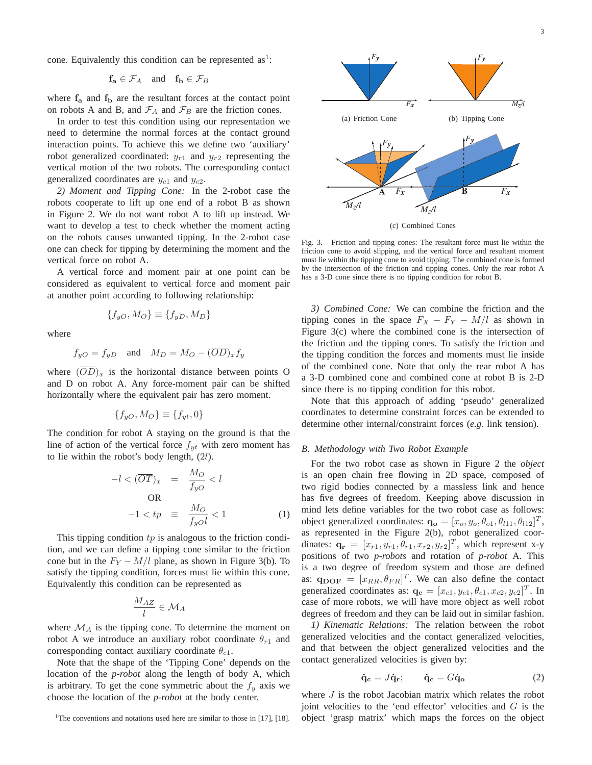cone. Equivalently this condition can be represented as[1]:

$$\mathbf{f_a} \in \mathcal{F}_A \quad \text{and} \quad \mathbf{f_b} \in \mathcal{F}_B$$

where $\mathbf{f_a}$ and $\mathbf{f_b}$ are the resultant forces at the contact point on robots A and B, and $\mathcal{F}_A$ and $\mathcal{F}_B$ are the friction cones.

In order to test this condition using our representation we need to determine the normal forces at the contact ground interaction points. To achieve this we define two 'auxiliary' robot generalized coordinated: $y_{r1}$ and $y_{r2}$ representing the vertical motion of the two robots. The corresponding contact generalized coordinates are $y_{c1}$ and $y_{c2}$.

*2) Moment and Tipping Cone:* In the 2-robot case the robots cooperate to lift up one end of a robot B as shown in Figure 2. We do not want robot A to lift up instead. We want to develop a test to check whether the moment acting on the robots causes unwanted tipping. In the 2-robot case one can check for tipping by determining the moment and the vertical force on robot A.

A vertical force and moment pair at one point can be considered as equivalent to vertical force and moment pair at another point according to following relationship:

$$\{f_{yO}, M_O\} \equiv \{f_{yD}, M_D\}$$

where

$$f_{yO} = f_{yD} \quad \text{and} \quad M_D = M_O - (\overline{OD})_x f_y$$

where $(\overline{OD})_x$ is the horizontal distance between points O and D on robot A. Any force-moment pair can be shifted horizontally where the equivalent pair has zero moment.

$$\{f_{yO}, M_O\} \equiv \{f_{yt}, 0\}$$

The condition for robot A staying on the ground is that the line of action of the vertical force $f_{yt}$ with zero moment has to lie within the robot's body length, ($2l$).

$$-l < (\overline{OT})_x \;=\; \frac{M_O}{f_{yO}} < l$$

$$\text{OR}$$

$$-1 < tp \;\equiv\; \frac{M_O}{f_{yO} l} < 1 \tag{1}$$

This tipping condition $tp$ is analogous to the friction condition, and we can define a tipping cone similar to the friction cone but in the $F_Y - M/l$ plane, as shown in Figure 3(b). To satisfy the tipping condition, forces must lie within this cone. Equivalently this condition can be represented as

$$\frac{M_{AZ}}{l} \in \mathcal{M}_A$$

where $\mathcal{M}_A$ is the tipping cone. To determine the moment on robot A we introduce an auxiliary robot coordinate $\theta_{r1}$ and corresponding contact auxiliary coordinate $\theta_{c1}$.

Note that the shape of the 'Tipping Cone' depends on the location of the *p-robot* along the length of body A, which is arbitrary. To get the cone symmetric about the $f_y$ axis we choose the location of the *p-robot* at the body center.

[1] The conventions and notations used here are similar to those in [17], [18].

(a) Friction Cone (b) Tipping Cone

(c) Combined Cones

Fig. 3. Friction and tipping cones: The resultant force must lie within the friction cone to avoid slipping, and the vertical force and resultant moment must lie within the tipping cone to avoid tipping. The combined cone is formed by the intersection of the friction and tipping cones. Only the rear robot A has a 3-D cone since there is no tipping condition for robot B.

*3) Combined Cone:* We can combine the friction and the tipping cones in the space $F_X - F_Y - M/l$ as shown in Figure 3(c) where the combined cone is the intersection of the friction and the tipping cones. To satisfy the friction and the tipping condition the forces and moments must lie inside of the combined cone. Note that only the rear robot A has a 3-D combined cone and combined cone at robot B is 2-D since there is no tipping condition for this robot.

Note that this approach of adding 'pseudo' generalized coordinates to determine constraint forces can be extended to determine other internal/constraint forces (*e.g.* link tension).

### B. Methodology with Two Robot Example

For the two robot case as shown in Figure 2 the *object* is an open chain free flowing in 2D space, composed of two rigid bodies connected by a massless link and hence has five degrees of freedom. Keeping above discussion in mind lets define variables for the two robot case as follows: object generalized coordinates: $\mathbf{q_o} = [x_o, y_o, \theta_{o1}, \theta_{l11}, \theta_{l12}]^T$, as represented in the Figure 2(b), robot generalized coordinates: $\mathbf{q_r} = [x_{r1}, y_{r1}, \theta_{r1}, x_{r2}, y_{r2}]^T$, which represent x-y positions of two *p-robots* and rotation of *p-robot* A. This is a two degree of freedom system and those are defined as: $\mathbf{q_{DOF}} = [x_{RR}, \theta_{FR}]^T$. We can also define the contact generalized coordinates as: $\mathbf{q_c} = [x_{c1}, y_{c1}, \theta_{c1}, x_{c2}, y_{c2}]^T$. In case of more robots, we will have more object as well robot degrees of freedom and they can be laid out in similar fashion.

*1) Kinematic Relations:* The relation between the robot generalized velocities and the contact generalized velocities, and that between the object generalized velocities and the contact generalized velocities is given by:

$$\dot{\mathbf{q}}_\mathbf{c} = J\dot{\mathbf{q}}_\mathbf{r}; \qquad \dot{\mathbf{q}}_\mathbf{c} = G\dot{\mathbf{q}}_\mathbf{o} \tag{2}$$

where $J$ is the robot Jacobian matrix which relates the robot joint velocities to the 'end effector' velocities and $G$ is the object 'grasp matrix' which maps the forces on the object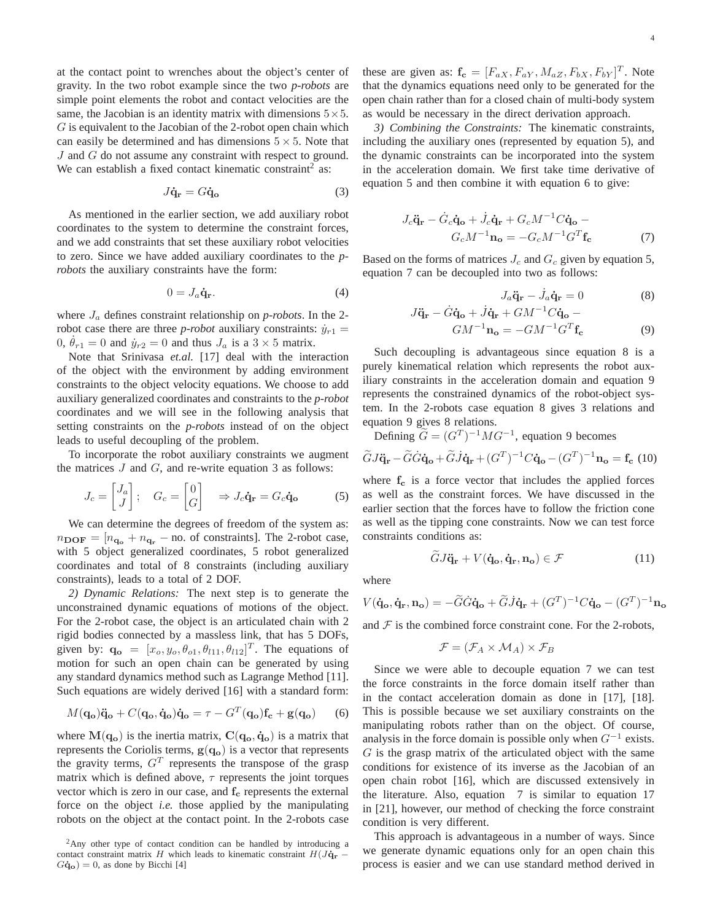at the contact point to wrenches about the object's center of gravity. In the two robot example since the two *p-robots* are simple point elements the robot and contact velocities are the same, the Jacobian is an identity matrix with dimensions $5\times5$. $G$ is equivalent to the Jacobian of the 2-robot open chain which can easily be determined and has dimensions $5\times5$. Note that $J$ and $G$ do not assume any constraint with respect to ground. We can establish a fixed contact kinematic constraint[2] as:

$$J\dot{\mathbf{q}}_{\mathbf{r}} = G\dot{\mathbf{q}}_{\mathbf{o}} \tag{3}$$

As mentioned in the earlier section, we add auxiliary robot coordinates to the system to determine the constraint forces, and we add constraints that set these auxiliary robot velocities to zero. Since we have added auxiliary coordinates to the *p-robots* the auxiliary constraints have the form:

$$0 = J_a\dot{\mathbf{q}}_{\mathbf{r}}. \tag{4}$$

where $J_a$ defines constraint relationship on *p-robots*. In the 2-robot case there are three *p-robot* auxiliary constraints: $\dot{y}_{r1} = 0$, $\dot{\theta}_{r1} = 0$ and $\dot{y}_{r2} = 0$ and thus $J_a$ is a $3\times5$ matrix.

Note that Srinivasa *et.al.* [17] deal with the interaction of the object with the environment by adding environment constraints to the object velocity equations. We choose to add auxiliary generalized coordinates and constraints to the *p-robot* coordinates and we will see in the following analysis that setting constraints on the *p-robots* instead of on the object leads to useful decoupling of the problem.

To incorporate the robot auxiliary constraints we augment the matrices $J$ and $G$, and re-write equation 3 as follows:

$$J_c = \begin{bmatrix} J_a \\ J \end{bmatrix}; \quad G_c = \begin{bmatrix} 0 \\ G \end{bmatrix} \quad \Rightarrow J_c\dot{\mathbf{q}}_{\mathbf{r}} = G_c\dot{\mathbf{q}}_{\mathbf{o}} \tag{5}$$

We can determine the degrees of freedom of the system as: $n_{\mathbf{DOF}} = [n_{\mathbf{q_o}} + n_{\mathbf{q_r}} - \text{no. of constraints}]$. The 2-robot case, with 5 object generalized coordinates, 5 robot generalized coordinates and total of 8 constraints (including auxiliary constraints), leads to a total of 2 DOF.

*2) Dynamic Relations:* The next step is to generate the unconstrained dynamic equations of motions of the object. For the 2-robot case, the object is an articulated chain with 2 rigid bodies connected by a massless link, that has 5 DOFs, given by: $\mathbf{q_o} = [x_o, y_o, \theta_{o1}, \theta_{l11}, \theta_{l12}]^T$. The equations of motion for such an open chain can be generated by using any standard dynamics method such as Lagrange Method [11]. Such equations are widely derived [16] with a standard form:

$$M(\mathbf{q_o})\ddot{\mathbf{q}}_{\mathbf{o}} + C(\mathbf{q_o}, \dot{\mathbf{q}}_{\mathbf{o}})\dot{\mathbf{q}}_{\mathbf{o}} = \tau - G^T(\mathbf{q_o})\mathbf{f_c} + \mathbf{g}(\mathbf{q_o}) \tag{6}$$

where $\mathbf{M}(\mathbf{q_o})$ is the inertia matrix, $\mathbf{C}(\mathbf{q_o}, \dot{\mathbf{q}}_{\mathbf{o}})$ is a matrix that represents the Coriolis terms, $\mathbf{g}(\mathbf{q_o})$ is a vector that represents the gravity terms, $G^T$ represents the transpose of the grasp matrix which is defined above, $\tau$ represents the joint torques vector which is zero in our case, and $\mathbf{f_c}$ represents the external force on the object *i.e.* those applied by the manipulating robots on the object at the contact point. In the 2-robots case these are given as: $\mathbf{f_c} = [F_{aX}, F_{aY}, M_{aZ}, F_{bX}, F_{bY}]^T$. Note that the dynamics equations need only to be generated for the open chain rather than for a closed chain of multi-body system as would be necessary in the direct derivation approach.

*3) Combining the Constraints:* The kinematic constraints, including the auxiliary ones (represented by equation 5), and the dynamic constraints can be incorporated into the system in the acceleration domain. We first take time derivative of equation 5 and then combine it with equation 6 to give:

$$J_c\ddot{\mathbf{q}}_{\mathbf{r}} - \dot{G}_c\dot{\mathbf{q}}_{\mathbf{o}} + \dot{J}_c\dot{\mathbf{q}}_{\mathbf{r}} + G_cM^{-1}C\dot{\mathbf{q}}_{\mathbf{o}} - G_cM^{-1}\mathbf{n_o} = -G_cM^{-1}G^T\mathbf{f_c} \tag{7}$$

Based on the forms of matrices $J_c$ and $G_c$ given by equation 5, equation 7 can be decoupled into two as follows:

$$J_a\ddot{\mathbf{q}}_{\mathbf{r}} - \dot{J}_a\dot{\mathbf{q}}_{\mathbf{r}} = 0 \tag{8}$$

$$J\ddot{\mathbf{q}}_{\mathbf{r}} - \dot{G}\dot{\mathbf{q}}_{\mathbf{o}} + \dot{J}\dot{\mathbf{q}}_{\mathbf{r}} + GM^{-1}C\dot{\mathbf{q}}_{\mathbf{o}} - GM^{-1}\mathbf{n_o} = -GM^{-1}G^T\mathbf{f_c} \tag{9}$$

Such decoupling is advantageous since equation 8 is a purely kinematical relation which represents the robot auxiliary constraints in the acceleration domain and equation 9 represents the constrained dynamics of the robot-object system. In the 2-robots case equation 8 gives 3 relations and equation 9 gives 8 relations.

Defining $\widetilde{G} = (G^T)^{-1}MG^{-1}$, equation 9 becomes

$$\widetilde{G}J\ddot{\mathbf{q}}_{\mathbf{r}} - \widetilde{G}\dot{G}\dot{\mathbf{q}}_{\mathbf{o}} + \widetilde{G}\dot{J}\dot{\mathbf{q}}_{\mathbf{r}} + (G^T)^{-1}C\dot{\mathbf{q}}_{\mathbf{o}} - (G^T)^{-1}\mathbf{n_o} = \mathbf{f_c} \tag{10}$$

where $\mathbf{f_c}$ is a force vector that includes the applied forces as well as the constraint forces. We have discussed in the earlier section that the forces have to follow the friction cone as well as the tipping cone constraints. Now we can test force constraints conditions as:

$$\widetilde{G}J\ddot{\mathbf{q}}_{\mathbf{r}} + V(\dot{\mathbf{q}}_{\mathbf{o}}, \dot{\mathbf{q}}_{\mathbf{r}}, \mathbf{n_o}) \in \mathcal{F} \tag{11}$$

where

$$V(\dot{\mathbf{q}}_{\mathbf{o}}, \dot{\mathbf{q}}_{\mathbf{r}}, \mathbf{n_o}) = -\widetilde{G}\dot{G}\dot{\mathbf{q}}_{\mathbf{o}} + \widetilde{G}\dot{J}\dot{\mathbf{q}}_{\mathbf{r}} + (G^T)^{-1}C\dot{\mathbf{q}}_{\mathbf{o}} - (G^T)^{-1}\mathbf{n_o}$$

and $\mathcal{F}$ is the combined force constraint cone. For the 2-robots,

$$\mathcal{F} = (\mathcal{F}_A \times \mathcal{M}_A) \times \mathcal{F}_B$$

Since we were able to decouple equation 7 we can test the force constraints in the force domain itself rather than in the contact acceleration domain as done in [17], [18]. This is possible because we set auxiliary constraints on the manipulating robots rather than on the object. Of course, analysis in the force domain is possible only when $G^{-1}$ exists. $G$ is the grasp matrix of the articulated object with the same conditions for existence of its inverse as the Jacobian of an open chain robot [16], which are discussed extensively in the literature. Also, equation 7 is similar to equation 17 in [21], however, our method of checking the force constraint condition is very different.

This approach is advantageous in a number of ways. Since we generate dynamic equations only for an open chain this process is easier and we can use standard method derived in

[2] Any other type of contact condition can be handled by introducing a contact constraint matrix $H$ which leads to kinematic constraint $H(J\dot{\mathbf{q}}_{\mathbf{r}} - G\dot{\mathbf{q}}_{\mathbf{o}}) = 0$, as done by Bicchi [4]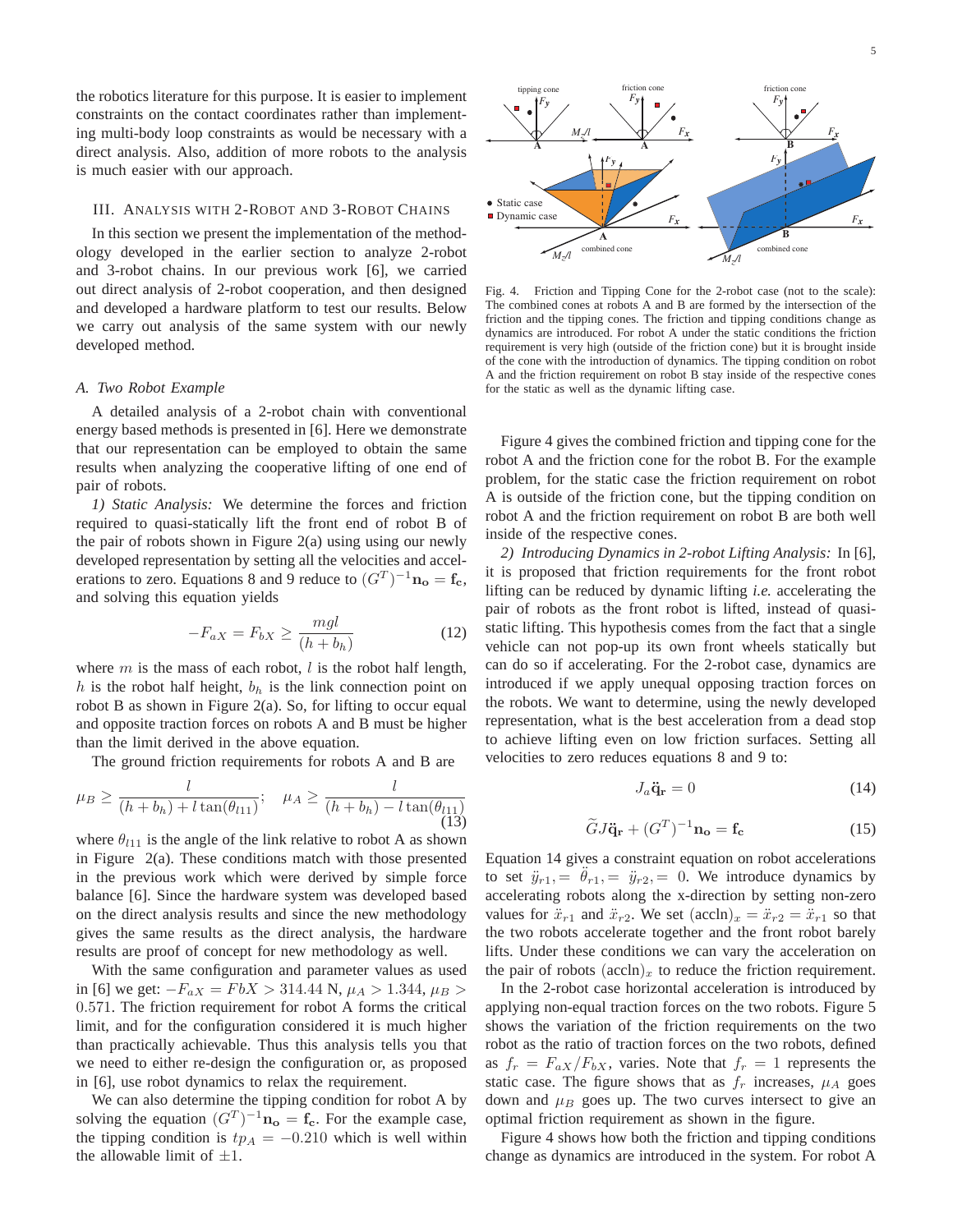the robotics literature for this purpose. It is easier to implement constraints on the contact coordinates rather than implementing multi-body loop constraints as would be necessary with a direct analysis. Also, addition of more robots to the analysis is much easier with our approach.

## III. Analysis with 2-Robot and 3-Robot Chains

In this section we present the implementation of the methodology developed in the earlier section to analyze 2-robot and 3-robot chains. In our previous work [6], we carried out direct analysis of 2-robot cooperation, and then designed and developed a hardware platform to test our results. Below we carry out analysis of the same system with our newly developed method.

### *A. Two Robot Example*

A detailed analysis of a 2-robot chain with conventional energy based methods is presented in [6]. Here we demonstrate that our representation can be employed to obtain the same results when analyzing the cooperative lifting of one end of pair of robots.

*1) Static Analysis:* We determine the forces and friction required to quasi-statically lift the front end of robot B of the pair of robots shown in Figure 2(a) using using our newly developed representation by setting all the velocities and accelerations to zero. Equations 8 and 9 reduce to $(G^T)^{-1}\mathbf{n_o} = \mathbf{f_c}$, and solving this equation yields

$$-F_{aX} = F_{bX} \geq \frac{mgl}{(h + b_h)} \tag{12}$$

where $m$ is the mass of each robot, $l$ is the robot half length, $h$ is the robot half height, $b_h$ is the link connection point on robot B as shown in Figure 2(a). So, for lifting to occur equal and opposite traction forces on robots A and B must be higher than the limit derived in the above equation.

The ground friction requirements for robots A and B are

$$\mu_B \geq \frac{l}{(h + b_h) + l\tan(\theta_{l11})}; \quad \mu_A \geq \frac{l}{(h + b_h) - l\tan(\theta_{l11})} \tag{13}$$

where $\theta_{l11}$ is the angle of the link relative to robot A as shown in Figure 2(a). These conditions match with those presented in the previous work which were derived by simple force balance [6]. Since the hardware system was developed based on the direct analysis results and since the new methodology gives the same results as the direct analysis, the hardware results are proof of concept for new methodology as well.

With the same configuration and parameter values as used in [6] we get: $-F_{aX} = FbX > 314.44$ N, $\mu_A > 1.344$, $\mu_B > 0.571$. The friction requirement for robot A forms the critical limit, and for the configuration considered it is much higher than practically achievable. Thus this analysis tells you that we need to either re-design the configuration or, as proposed in [6], use robot dynamics to relax the requirement.

We can also determine the tipping condition for robot A by solving the equation $(G^T)^{-1}\mathbf{n_o} = \mathbf{f_c}$. For the example case, the tipping condition is $tp_A = -0.210$ which is well within the allowable limit of $\pm 1$.

Fig. 4. Friction and Tipping Cone for the 2-robot case (not to the scale): The combined cones at robots A and B are formed by the intersection of the friction and the tipping cones. The friction and tipping conditions change as dynamics are introduced. For robot A under the static conditions the friction requirement is very high (outside of the friction cone) but it is brought inside of the cone with the introduction of dynamics. The tipping condition on robot A and the friction requirement on robot B stay inside of the respective cones for the static as well as the dynamic lifting case.

Figure 4 gives the combined friction and tipping cone for the robot A and the friction cone for the robot B. For the example problem, for the static case the friction requirement on robot A is outside of the friction cone, but the tipping condition on robot A and the friction requirement on robot B are both well inside of the respective cones.

*2) Introducing Dynamics in 2-robot Lifting Analysis:* In [6], it is proposed that friction requirements for the front robot lifting can be reduced by dynamic lifting *i.e.* accelerating the pair of robots as the front robot is lifted, instead of quasi-static lifting. This hypothesis comes from the fact that a single vehicle can not pop-up its own front wheels statically but can do so if accelerating. For the 2-robot case, dynamics are introduced if we apply unequal opposing traction forces on the robots. We want to determine, using the newly developed representation, what is the best acceleration from a dead stop to achieve lifting even on low friction surfaces. Setting all velocities to zero reduces equations 8 and 9 to:

$$J_a\ddot{\mathbf{q}}_{\mathbf{r}} = 0 \tag{14}$$

$$\widetilde{G}J\ddot{\mathbf{q}}_{\mathbf{r}} + (G^T)^{-1}\mathbf{n_o} = \mathbf{f_c} \tag{15}$$

Equation 14 gives a constraint equation on robot accelerations to set $\ddot{y}_{r1}, = \ddot{\theta}_{r1}, = \ddot{y}_{r2}, = 0$. We introduce dynamics by accelerating robots along the x-direction by setting non-zero values for $\ddot{x}_{r1}$ and $\ddot{x}_{r2}$. We set $(\text{accln})_x = \ddot{x}_{r2} = \ddot{x}_{r1}$ so that the two robots accelerate together and the front robot barely lifts. Under these conditions we can vary the acceleration on the pair of robots $(\text{accln})_x$ to reduce the friction requirement.

In the 2-robot case horizontal acceleration is introduced by applying non-equal traction forces on the two robots. Figure 5 shows the variation of the friction requirements on the two robot as the ratio of traction forces on the two robots, defined as $f_r = F_{aX}/F_{bX}$, varies. Note that $f_r = 1$ represents the static case. The figure shows that as $f_r$ increases, $\mu_A$ goes down and $\mu_B$ goes up. The two curves intersect to give an optimal friction requirement as shown in the figure.

Figure 4 shows how both the friction and tipping conditions change as dynamics are introduced in the system. For robot A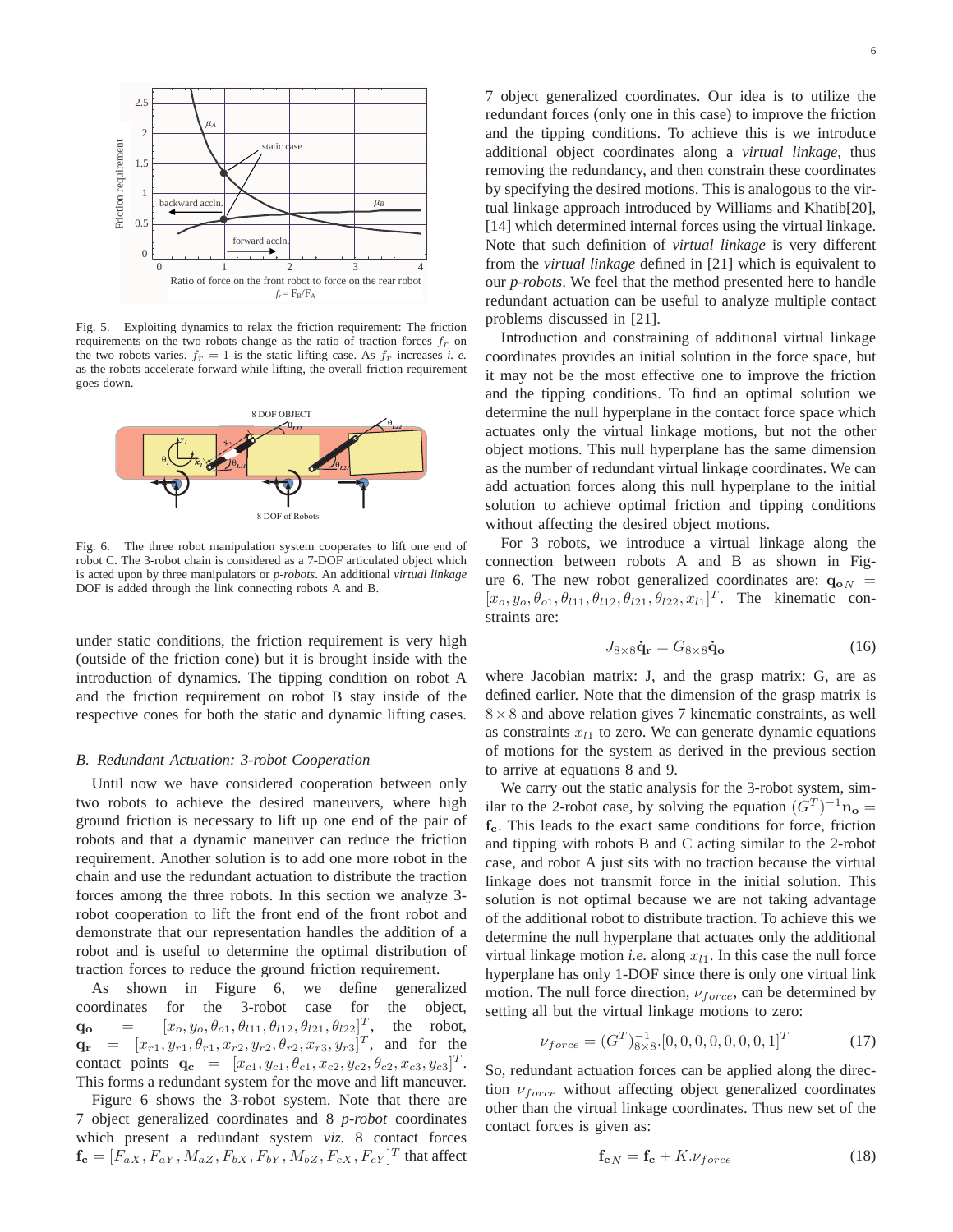Fig. 5. Exploiting dynamics to relax the friction requirement: The friction requirements on the two robots change as the ratio of traction forces $f_r$ on the two robots varies. $f_r = 1$ is the static lifting case. As $f_r$ increases *i. e.* as the robots accelerate forward while lifting, the overall friction requirement goes down.

Fig. 6. The three robot manipulation system cooperates to lift one end of robot C. The 3-robot chain is considered as a 7-DOF articulated object which is acted upon by three manipulators or *p-robots*. An additional *virtual linkage* DOF is added through the link connecting robots A and B.

under static conditions, the friction requirement is very high (outside of the friction cone) but it is brought inside with the introduction of dynamics. The tipping condition on robot A and the friction requirement on robot B stay inside of the respective cones for both the static and dynamic lifting cases.

## B. Redundant Actuation: 3-robot Cooperation

Until now we have considered cooperation between only two robots to achieve the desired maneuvers, where high ground friction is necessary to lift up one end of the pair of robots and that a dynamic maneuver can reduce the friction requirement. Another solution is to add one more robot in the chain and use the redundant actuation to distribute the traction forces among the three robots. In this section we analyze 3-robot cooperation to lift the front end of the front robot and demonstrate that our representation handles the addition of a robot and is useful to determine the optimal distribution of traction forces to reduce the ground friction requirement.

As shown in Figure 6, we define generalized coordinates for the 3-robot case for the object, $\mathbf{q_o} = [x_o, y_o, \theta_{o1}, \theta_{l11}, \theta_{l12}, \theta_{l21}, \theta_{l22}]^T$, the robot, $\mathbf{q_r} = [x_{r1}, y_{r1}, \theta_{r1}, x_{r2}, y_{r2}, \theta_{r2}, x_{r3}, y_{r3}]^T$, and for the contact points $\mathbf{q_c} = [x_{c1}, y_{c1}, \theta_{c1}, x_{c2}, y_{c2}, \theta_{c2}, x_{c3}, y_{c3}]^T$. This forms a redundant system for the move and lift maneuver.

Figure 6 shows the 3-robot system. Note that there are 7 object generalized coordinates and 8 *p-robot* coordinates which present a redundant system *viz.* 8 contact forces $\mathbf{f_c} = [F_{aX}, F_{aY}, M_{aZ}, F_{bX}, F_{bY}, M_{bZ}, F_{cX}, F_{cY}]^T$ that affect 7 object generalized coordinates. Our idea is to utilize the redundant forces (only one in this case) to improve the friction and the tipping conditions. To achieve this is we introduce additional object coordinates along a *virtual linkage*, thus removing the redundancy, and then constrain these coordinates by specifying the desired motions. This is analogous to the virtual linkage approach introduced by Williams and Khatib[20], [14] which determined internal forces using the virtual linkage. Note that such definition of *virtual linkage* is very different from the *virtual linkage* defined in [21] which is equivalent to our *p-robots*. We feel that the method presented here to handle redundant actuation can be useful to analyze multiple contact problems discussed in [21].

Introduction and constraining of additional virtual linkage coordinates provides an initial solution in the force space, but it may not be the most effective one to improve the friction and the tipping conditions. To find an optimal solution we determine the null hyperplane in the contact force space which actuates only the virtual linkage motions, but not the other object motions. This null hyperplane has the same dimension as the number of redundant virtual linkage coordinates. We can add actuation forces along this null hyperplane to the initial solution to achieve optimal friction and tipping conditions without affecting the desired object motions.

For 3 robots, we introduce a virtual linkage along the connection between robots A and B as shown in Figure 6. The new robot generalized coordinates are: $\mathbf{q_o}_N = [x_o, y_o, \theta_{o1}, \theta_{l11}, \theta_{l12}, \theta_{l21}, \theta_{l22}, x_{l1}]^T$. The kinematic constraints are:

$$J_{8\times8}\dot{\mathbf{q}}_{\mathbf{r}} = G_{8\times8}\dot{\mathbf{q}}_{\mathbf{o}} \tag{16}$$

where Jacobian matrix: J, and the grasp matrix: G, are as defined earlier. Note that the dimension of the grasp matrix is $8\times8$ and above relation gives 7 kinematic constraints, as well as constraints $x_{l1}$ to zero. We can generate dynamic equations of motions for the system as derived in the previous section to arrive at equations 8 and 9.

We carry out the static analysis for the 3-robot system, similar to the 2-robot case, by solving the equation $(G^T)^{-1}\mathbf{n_o} = \mathbf{f_c}$. This leads to the exact same conditions for force, friction and tipping with robots B and C acting similar to the 2-robot case, and robot A just sits with no traction because the virtual linkage does not transmit force in the initial solution. This solution is not optimal because we are not taking advantage of the additional robot to distribute traction. To achieve this we determine the null hyperplane that actuates only the additional virtual linkage motion *i.e.* along $x_{l1}$. In this case the null force hyperplane has only 1-DOF since there is only one virtual link motion. The null force direction, $\nu_{force}$, can be determined by setting all but the virtual linkage motions to zero:

$$\nu_{force} = (G^T)^{-1}_{8\times8}.[0,0,0,0,0,0,0,1]^T \tag{17}$$

So, redundant actuation forces can be applied along the direction $\nu_{force}$ without affecting object generalized coordinates other than the virtual linkage coordinates. Thus new set of the contact forces is given as:

$$\mathbf{f_c}_N = \mathbf{f_c} + K.\nu_{force} \tag{18}$$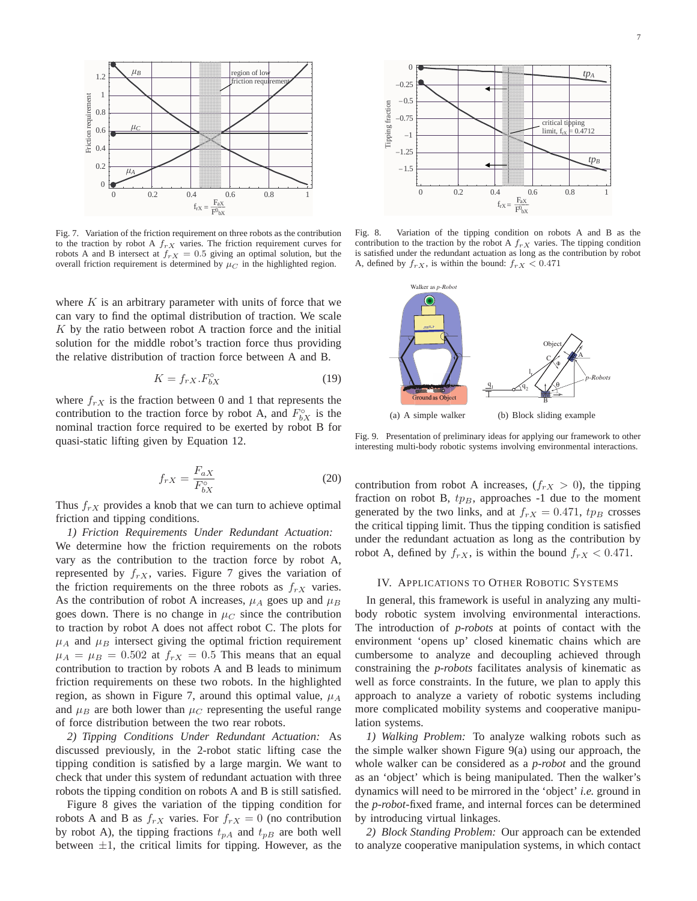Fig. 7. Variation of the friction requirement on three robots as the contribution to the traction by robot A $f_{rX}$ varies. The friction requirement curves for robots A and B intersect at $f_{rX} = 0.5$ giving an optimal solution, but the overall friction requirement is determined by $\mu_C$ in the highlighted region.

Fig. 8. Variation of the tipping condition on robots A and B as the contribution to the traction by the robot A $f_{rX}$ varies. The tipping condition is satisfied under the redundant actuation as long as the contribution by robot A, defined by $f_{rX}$, is within the bound: $f_{rX} < 0.471$

where $K$ is an arbitrary parameter with units of force that we can vary to find the optimal distribution of traction. We scale $K$ by the ratio between robot A traction force and the initial solution for the middle robot's traction force thus providing the relative distribution of traction force between A and B.

$$K = f_{rX}.F^{\circ}_{bX} \tag{19}$$

where $f_{rX}$ is the fraction between 0 and 1 that represents the contribution to the traction force by robot A, and $F^{\circ}_{bX}$ is the nominal traction force required to be exerted by robot B for quasi-static lifting given by Equation 12.

$$f_{rX} = \frac{F_{aX}}{F^{\circ}_{bX}} \tag{20}$$

Thus $f_{rX}$ provides a knob that we can turn to achieve optimal friction and tipping conditions.

*1) Friction Requirements Under Redundant Actuation:* We determine how the friction requirements on the robots vary as the contribution to the traction force by robot A, represented by $f_{rX}$, varies. Figure 7 gives the variation of the friction requirements on the three robots as $f_{rX}$ varies. As the contribution of robot A increases, $\mu_A$ goes up and $\mu_B$ goes down. There is no change in $\mu_C$ since the contribution to traction by robot A does not affect robot C. The plots for $\mu_A$ and $\mu_B$ intersect giving the optimal friction requirement $\mu_A = \mu_B = 0.502$ at $f_{rX} = 0.5$ This means that an equal contribution to traction by robots A and B leads to minimum friction requirements on these two robots. In the highlighted region, as shown in Figure 7, around this optimal value, $\mu_A$ and $\mu_B$ are both lower than $\mu_C$ representing the useful range of force distribution between the two rear robots.

*2) Tipping Conditions Under Redundant Actuation:* As discussed previously, in the 2-robot static lifting case the tipping condition is satisfied by a large margin. We want to check that under this system of redundant actuation with three robots the tipping condition on robots A and B is still satisfied.

Figure 8 gives the variation of the tipping condition for robots A and B as $f_{rX}$ varies. For $f_{rX} = 0$ (no contribution by robot A), the tipping fractions $t_{pA}$ and $t_{pB}$ are both well between $\pm 1$, the critical limits for tipping. However, as the contribution from robot A increases, ($f_{rX} > 0$), the tipping fraction on robot B, $tp_B$, approaches -1 due to the moment generated by the two links, and at $f_{rX} = 0.471$, $tp_B$ crosses the critical tipping limit. Thus the tipping condition is satisfied under the redundant actuation as long as the contribution by robot A, defined by $f_{rX}$, is within the bound $f_{rX} < 0.471$.

Fig. 9. Presentation of preliminary ideas for applying our framework to other interesting multi-body robotic systems involving environmental interactions. (a) A simple walker (b) Block sliding example

## IV. Applications to Other Robotic Systems

In general, this framework is useful in analyzing any multi-body robotic system involving environmental interactions. The introduction of ***p-robots*** at points of contact with the environment 'opens up' closed kinematic chains which are cumbersome to analyze and decoupling achieved through constraining the ***p-robots*** facilitates analysis of kinematic as well as force constraints. In the future, we plan to apply this approach to analyze a variety of robotic systems including more complicated mobility systems and cooperative manipulation systems.

*1) Walking Problem:* To analyze walking robots such as the simple walker shown Figure 9(a) using our approach, the whole walker can be considered as a ***p-robot*** and the ground as an 'object' which is being manipulated. Then the walker's dynamics will need to be mirrored in the 'object' *i.e.* ground in the ***p-robot***-fixed frame, and internal forces can be determined by introducing virtual linkages.

*2) Block Standing Problem:* Our approach can be extended to analyze cooperative manipulation systems, in which contact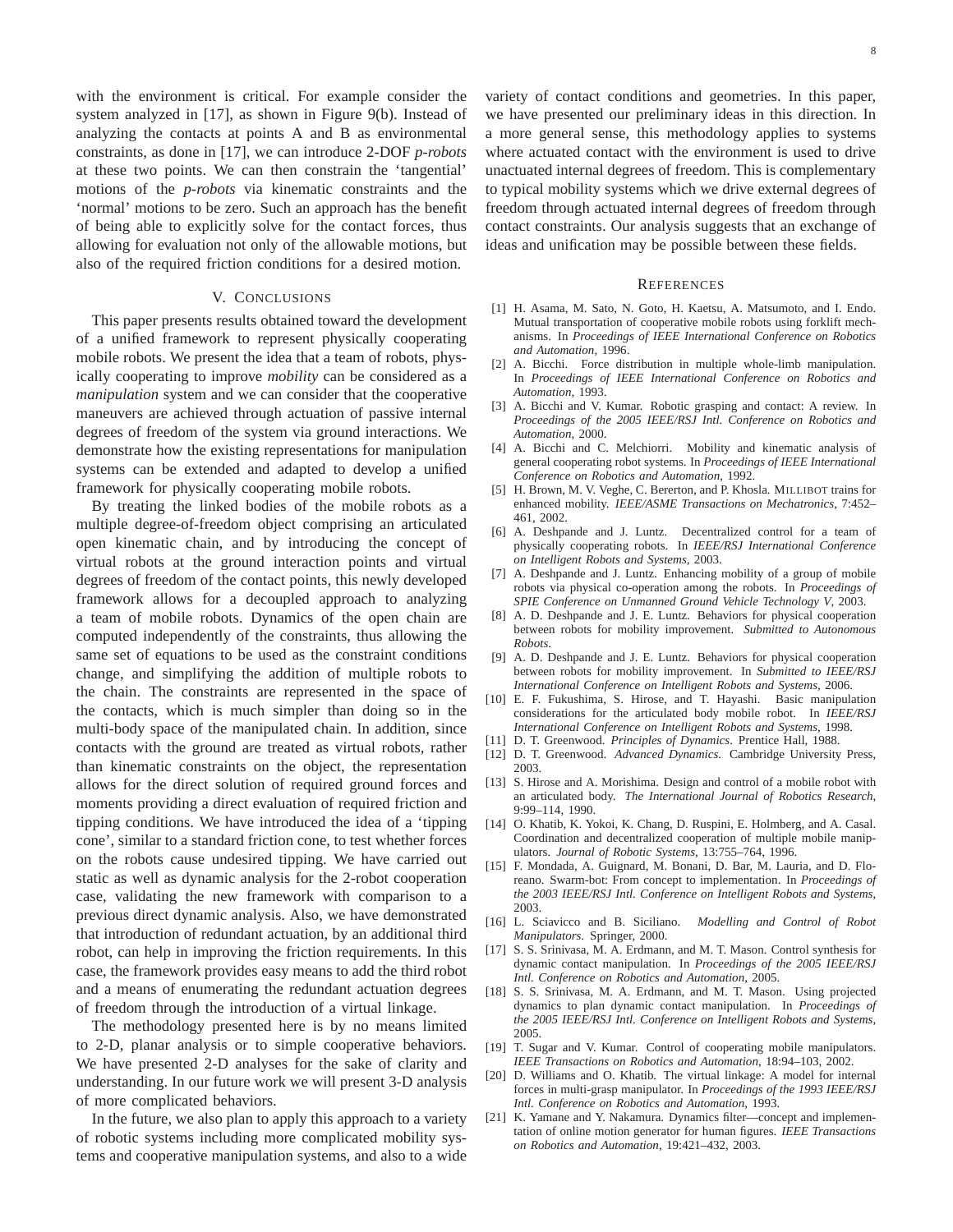with the environment is critical. For example consider the system analyzed in [17], as shown in Figure 9(b). Instead of analyzing the contacts at points A and B as environmental constraints, as done in [17], we can introduce 2-DOF *p-robots* at these two points. We can then constrain the 'tangential' motions of the *p-robots* via kinematic constraints and the 'normal' motions to be zero. Such an approach has the benefit of being able to explicitly solve for the contact forces, thus allowing for evaluation not only of the allowable motions, but also of the required friction conditions for a desired motion.

## V. Conclusions

This paper presents results obtained toward the development of a unified framework to represent physically cooperating mobile robots. We present the idea that a team of robots, physically cooperating to improve *mobility* can be considered as a *manipulation* system and we can consider that the cooperative maneuvers are achieved through actuation of passive internal degrees of freedom of the system via ground interactions. We demonstrate how the existing representations for manipulation systems can be extended and adapted to develop a unified framework for physically cooperating mobile robots.

By treating the linked bodies of the mobile robots as a multiple degree-of-freedom object comprising an articulated open kinematic chain, and by introducing the concept of virtual robots at the ground interaction points and virtual degrees of freedom of the contact points, this newly developed framework allows for a decoupled approach to analyzing a team of mobile robots. Dynamics of the open chain are computed independently of the constraints, thus allowing the same set of equations to be used as the constraint conditions change, and simplifying the addition of multiple robots to the chain. The constraints are represented in the space of the contacts, which is much simpler than doing so in the multi-body space of the manipulated chain. In addition, since contacts with the ground are treated as virtual robots, rather than kinematic constraints on the object, the representation allows for the direct solution of required ground forces and moments providing a direct evaluation of required friction and tipping conditions. We have introduced the idea of a 'tipping cone', similar to a standard friction cone, to test whether forces on the robots cause undesired tipping. We have carried out static as well as dynamic analysis for the 2-robot cooperation case, validating the new framework with comparison to a previous direct dynamic analysis. Also, we have demonstrated that introduction of redundant actuation, by an additional third robot, can help in improving the friction requirements. In this case, the framework provides easy means to add the third robot and a means of enumerating the redundant actuation degrees of freedom through the introduction of a virtual linkage.

The methodology presented here is by no means limited to 2-D, planar analysis or to simple cooperative behaviors. We have presented 2-D analyses for the sake of clarity and understanding. In our future work we will present 3-D analysis of more complicated behaviors.

In the future, we also plan to apply this approach to a variety of robotic systems including more complicated mobility systems and cooperative manipulation systems, and also to a wide variety of contact conditions and geometries. In this paper, we have presented our preliminary ideas in this direction. In a more general sense, this methodology applies to systems where actuated contact with the environment is used to drive unactuated internal degrees of freedom. This is complementary to typical mobility systems which we drive external degrees of freedom through actuated internal degrees of freedom through contact constraints. Our analysis suggests that an exchange of ideas and unification may be possible between these fields.

## References

[1] H. Asama, M. Sato, N. Goto, H. Kaetsu, A. Matsumoto, and I. Endo. Mutual transportation of cooperative mobile robots using forklift mechanisms. In *Proceedings of IEEE International Conference on Robotics and Automation*, 1996.

[2] A. Bicchi. Force distribution in multiple whole-limb manipulation. In *Proceedings of IEEE International Conference on Robotics and Automation*, 1993.

[3] A. Bicchi and V. Kumar. Robotic grasping and contact: A review. In *Proceedings of the 2005 IEEE/RSJ Intl. Conference on Robotics and Automation*, 2000.

[4] A. Bicchi and C. Melchiorri. Mobility and kinematic analysis of general cooperating robot systems. In *Proceedings of IEEE International Conference on Robotics and Automation*, 1992.

[5] H. Brown, M. V. Veghe, C. Bererton, and P. Khosla. MILLIBOT trains for enhanced mobility. *IEEE/ASME Transactions on Mechatronics*, 7:452–461, 2002.

[6] A. Deshpande and J. Luntz. Decentralized control for a team of physically cooperating robots. In *IEEE/RSJ International Conference on Intelligent Robots and Systems*, 2003.

[7] A. Deshpande and J. Luntz. Enhancing mobility of a group of mobile robots via physical co-operation among the robots. In *Proceedings of SPIE Conference on Unmanned Ground Vehicle Technology V*, 2003.

[8] A. D. Deshpande and J. E. Luntz. Behaviors for physical cooperation between robots for mobility improvement. *Submitted to Autonomous Robots*.

[9] A. D. Deshpande and J. E. Luntz. Behaviors for physical cooperation between robots for mobility improvement. In *Submitted to IEEE/RSJ International Conference on Intelligent Robots and Systems*, 2006.

[10] E. F. Fukushima, S. Hirose, and T. Hayashi. Basic manipulation considerations for the articulated body mobile robot. In *IEEE/RSJ International Conference on Intelligent Robots and Systems*, 1998.

[11] D. T. Greenwood. *Principles of Dynamics*. Prentice Hall, 1988.

[12] D. T. Greenwood. *Advanced Dynamics*. Cambridge University Press, 2003.

[13] S. Hirose and A. Morishima. Design and control of a mobile robot with an articulated body. *The International Journal of Robotics Research*, 9:99–114, 1990.

[14] O. Khatib, K. Yokoi, K. Chang, D. Ruspini, E. Holmberg, and A. Casal. Coordination and decentralized cooperation of multiple mobile manipulators. *Journal of Robotic Systems*, 13:755–764, 1996.

[15] F. Mondada, A. Guignard, M. Bonani, D. Bar, M. Lauria, and D. Floreano. Swarm-bot: From concept to implementation. In *Proceedings of the 2003 IEEE/RSJ Intl. Conference on Intelligent Robots and Systems*, 2003.

[16] L. Sciavicco and B. Siciliano. *Modelling and Control of Robot Manipulators*. Springer, 2000.

[17] S. S. Srinivasa, M. A. Erdmann, and M. T. Mason. Control synthesis for dynamic contact manipulation. In *Proceedings of the 2005 IEEE/RSJ Intl. Conference on Robotics and Automation*, 2005.

[18] S. S. Srinivasa, M. A. Erdmann, and M. T. Mason. Using projected dynamics to plan dynamic contact manipulation. In *Proceedings of the 2005 IEEE/RSJ Intl. Conference on Intelligent Robots and Systems*, 2005.

[19] T. Sugar and V. Kumar. Control of cooperating mobile manipulators. *IEEE Transactions on Robotics and Automation*, 18:94–103, 2002.

[20] D. Williams and O. Khatib. The virtual linkage: A model for internal forces in multi-grasp manipulator. In *Proceedings of the 1993 IEEE/RSJ Intl. Conference on Robotics and Automation*, 1993.

[21] K. Yamane and Y. Nakamura. Dynamics filter—concept and implementation of online motion generator for human figures. *IEEE Transactions on Robotics and Automation*, 19:421–432, 2003.